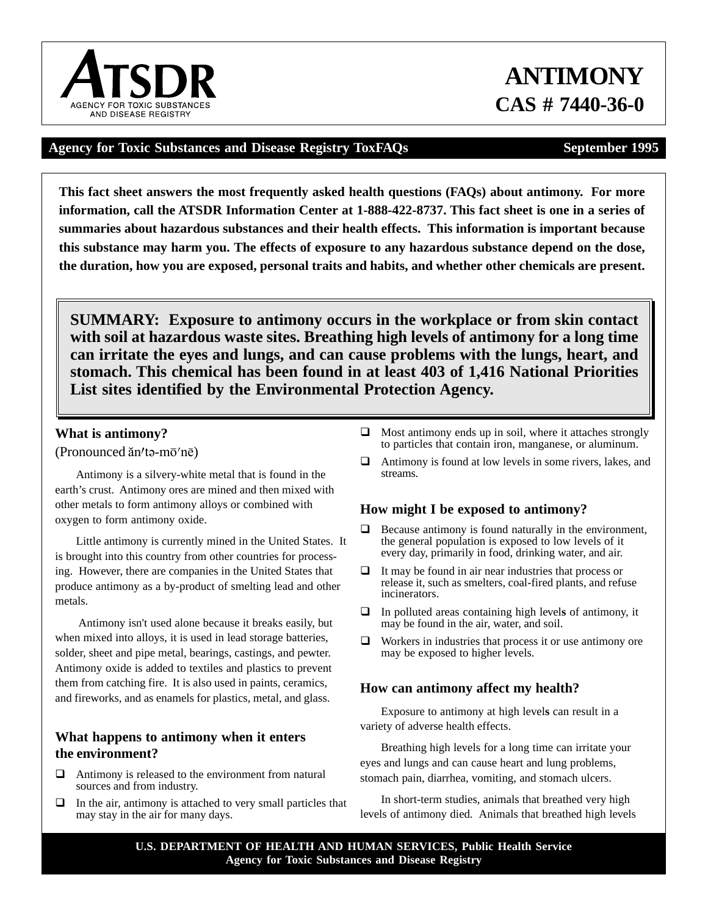ATSDR

AGENCY FOR TOXIC SUBSTANCES AND DISEASE REGISTRY

# ANTIMONY
## CAS # 7440-36-0

**Agency for Toxic Substances and Disease Registry ToxFAQs** **September 1995**

**This fact sheet answers the most frequently asked health questions (FAQs) about antimony. For more information, call the ATSDR Information Center at 1-888-422-8737. This fact sheet is one in a series of summaries about hazardous substances and their health effects. This information is important because this substance may harm you. The effects of exposure to any hazardous substance depend on the dose, the duration, how you are exposed, personal traits and habits, and whether other chemicals are present.**

**SUMMARY: Exposure to antimony occurs in the workplace or from skin contact with soil at hazardous waste sites. Breathing high levels of antimony for a long time can irritate the eyes and lungs, and can cause problems with the lungs, heart, and stomach. This chemical has been found in at least 403 of 1,416 National Priorities List sites identified by the Environmental Protection Agency.**

### What is antimony?

(Pronounced ăn′tə-mō′nē)

Antimony is a silvery-white metal that is found in the earth's crust. Antimony ores are mined and then mixed with other metals to form antimony alloys or combined with oxygen to form antimony oxide.

Little antimony is currently mined in the United States. It is brought into this country from other countries for processing. However, there are companies in the United States that produce antimony as a by-product of smelting lead and other metals.

Antimony isn't used alone because it breaks easily, but when mixed into alloys, it is used in lead storage batteries, solder, sheet and pipe metal, bearings, castings, and pewter. Antimony oxide is added to textiles and plastics to prevent them from catching fire. It is also used in paints, ceramics, and fireworks, and as enamels for plastics, metal, and glass.

### What happens to antimony when it enters the environment?

- Antimony is released to the environment from natural sources and from industry.
- In the air, antimony is attached to very small particles that may stay in the air for many days.
- Most antimony ends up in soil, where it attaches strongly to particles that contain iron, manganese, or aluminum.
- Antimony is found at low levels in some rivers, lakes, and streams.

### How might I be exposed to antimony?

- Because antimony is found naturally in the environment, the general population is exposed to low levels of it every day, primarily in food, drinking water, and air.
- It may be found in air near industries that process or release it, such as smelters, coal-fired plants, and refuse incinerators.
- In polluted areas containing high levels of antimony, it may be found in the air, water, and soil.
- Workers in industries that process it or use antimony ore may be exposed to higher levels.

### How can antimony affect my health?

Exposure to antimony at high levels can result in a variety of adverse health effects.

Breathing high levels for a long time can irritate your eyes and lungs and can cause heart and lung problems, stomach pain, diarrhea, vomiting, and stomach ulcers.

In short-term studies, animals that breathed very high levels of antimony died. Animals that breathed high levels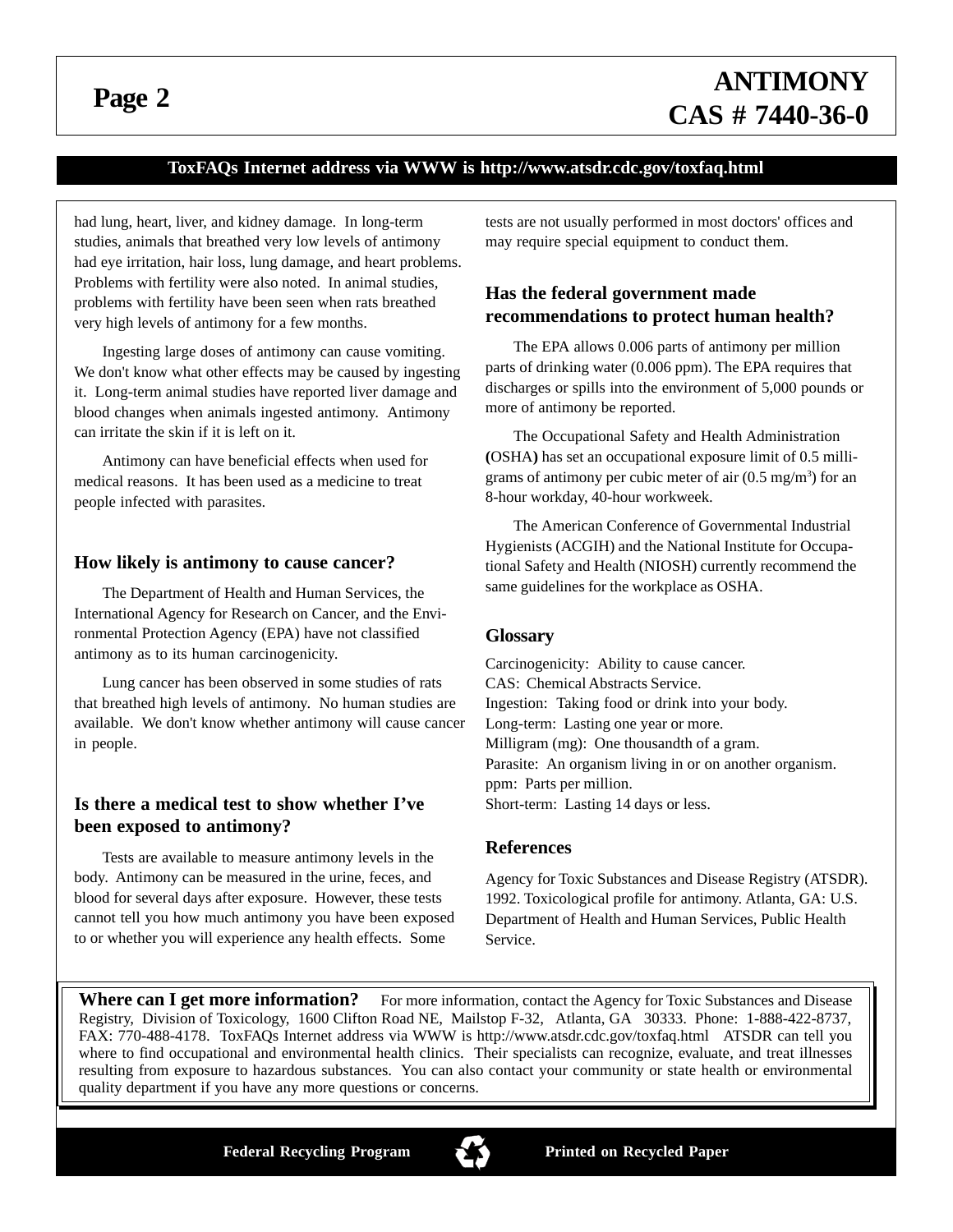had lung, heart, liver, and kidney damage. In long-term studies, animals that breathed very low levels of antimony had eye irritation, hair loss, lung damage, and heart problems. Problems with fertility were also noted. In animal studies, problems with fertility have been seen when rats breathed very high levels of antimony for a few months.

Ingesting large doses of antimony can cause vomiting. We don't know what other effects may be caused by ingesting it. Long-term animal studies have reported liver damage and blood changes when animals ingested antimony. Antimony can irritate the skin if it is left on it.

Antimony can have beneficial effects when used for medical reasons. It has been used as a medicine to treat people infected with parasites.

### How likely is antimony to cause cancer?

The Department of Health and Human Services, the International Agency for Research on Cancer, and the Environmental Protection Agency (EPA) have not classified antimony as to its human carcinogenicity.

Lung cancer has been observed in some studies of rats that breathed high levels of antimony. No human studies are available. We don't know whether antimony will cause cancer in people.

### Is there a medical test to show whether I've been exposed to antimony?

Tests are available to measure antimony levels in the body. Antimony can be measured in the urine, feces, and blood for several days after exposure. However, these tests cannot tell you how much antimony you have been exposed to or whether you will experience any health effects. Some tests are not usually performed in most doctors' offices and may require special equipment to conduct them.

### Has the federal government made recommendations to protect human health?

The EPA allows 0.006 parts of antimony per million parts of drinking water (0.006 ppm). The EPA requires that discharges or spills into the environment of 5,000 pounds or more of antimony be reported.

The Occupational Safety and Health Administration (OSHA) has set an occupational exposure limit of 0.5 milligrams of antimony per cubic meter of air (0.5 mg/$m^3$) for an 8-hour workday, 40-hour workweek.

The American Conference of Governmental Industrial Hygienists (ACGIH) and the National Institute for Occupational Safety and Health (NIOSH) currently recommend the same guidelines for the workplace as OSHA.

### Glossary

Carcinogenicity: Ability to cause cancer.
CAS: Chemical Abstracts Service.
Ingestion: Taking food or drink into your body.
Long-term: Lasting one year or more.
Milligram (mg): One thousandth of a gram.
Parasite: An organism living in or on another organism.
ppm: Parts per million.
Short-term: Lasting 14 days or less.

### References

Agency for Toxic Substances and Disease Registry (ATSDR). 1992. Toxicological profile for antimony. Atlanta, GA: U.S. Department of Health and Human Services, Public Health Service.

**Where can I get more information?** For more information, contact the Agency for Toxic Substances and Disease Registry, Division of Toxicology, 1600 Clifton Road NE, Mailstop F-32, Atlanta, GA 30333. Phone: 1-888-422-8737, FAX: 770-488-4178. ToxFAQs Internet address via WWW is http://www.atsdr.cdc.gov/toxfaq.html ATSDR can tell you where to find occupational and environmental health clinics. Their specialists can recognize, evaluate, and treat illnesses resulting from exposure to hazardous substances. You can also contact your community or state health or environmental quality department if you have any more questions or concerns.

**Federal Recycling Program** **Printed on Recycled Paper**